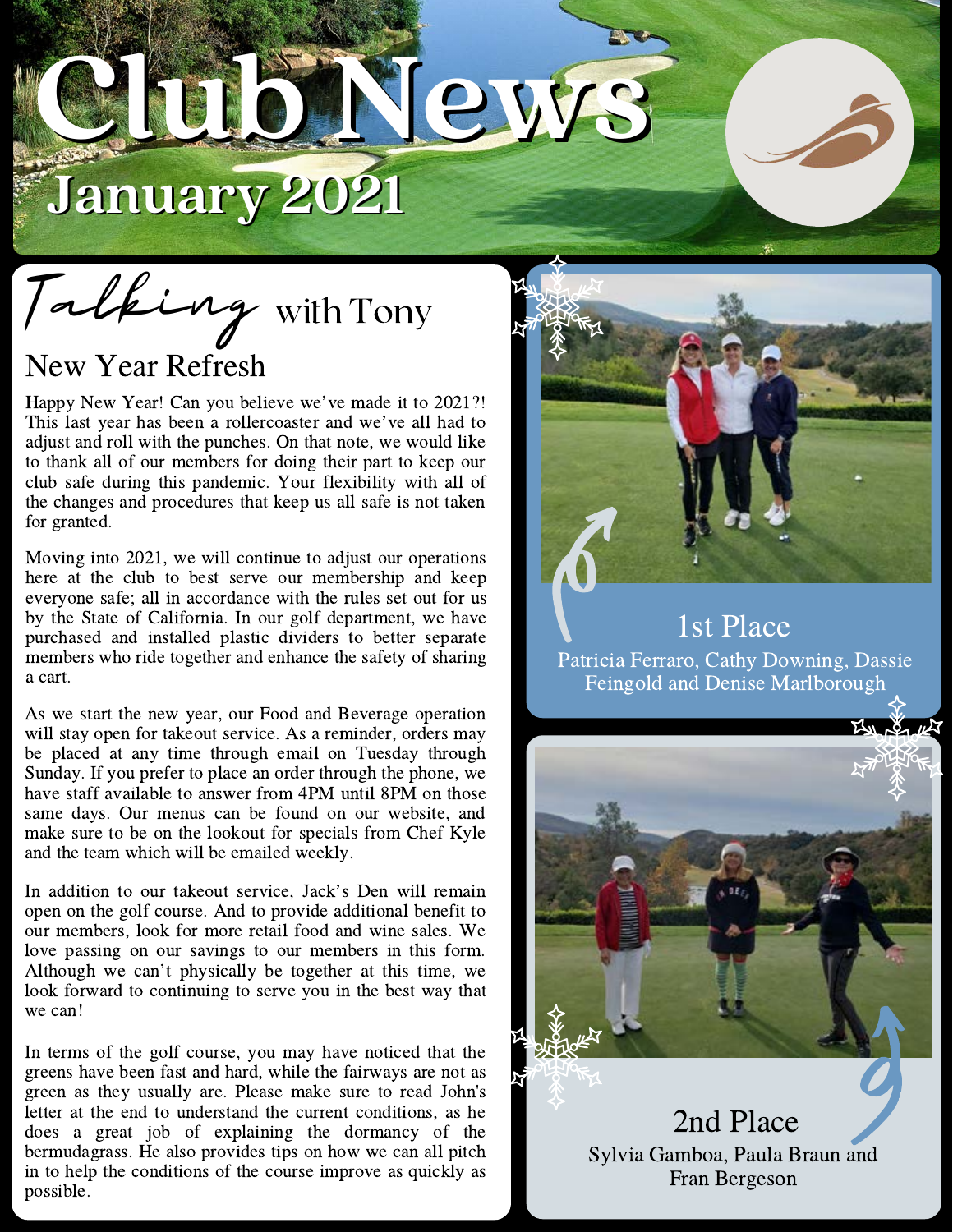# Club News

## January 2021

## Talking with Tony

### New Year Refresh

Happy New Year! Can you believe we've made it to 2021?! This last year has been a rollercoaster and we've all had to adjust and roll with the punches. On that note, we would like to thank all of our members for doing their part to keep our club safe during this pandemic. Your flexibility with all of the changes and procedures that keep us all safe is not taken for granted.

Moving into 2021, we will continue to adjust our operations here at the club to best serve our membership and keep everyone safe; all in accordance with the rules set out for us by the State of California. In our golf department, we have purchased and installed plastic dividers to better separate members who ride together and enhance the safety of sharing a cart.

As we start the new year, our Food and Beverage operation will stay open for takeout service. As a reminder, orders may be placed at any time through email on Tuesday through Sunday. If you prefer to place an order through the phone, we have staff available to answer from 4PM until 8PM on those same days. Our menus can be found on our website, and make sure to be on the lookout for specials from Chef Kyle and the team which will be emailed weekly.

In addition to our takeout service, Jack's Den will remain open on the golf course. And to provide additional benefit to our members, look for more retail food and wine sales. We love passing on our savings to our members in this form. Although we can't physically be together at this time, we look forward to continuing to serve you in the best way that we can!

In terms of the golf course, you may have noticed that the greens have been fast and hard, while the fairways are not as green as they usually are. Please make sure to read John's letter at the end to understand the current conditions, as he does a great job of explaining the dormancy of the bermudagrass. He also provides tips on how we can all pitch in to help the conditions of the course improve as quickly as possible.

1st Place

Patricia Ferraro, Cathy Downing, Dassie Feingold and Denise Marlborough

2nd Place

Sylvia Gamboa, Paula Braun and Fran Bergeson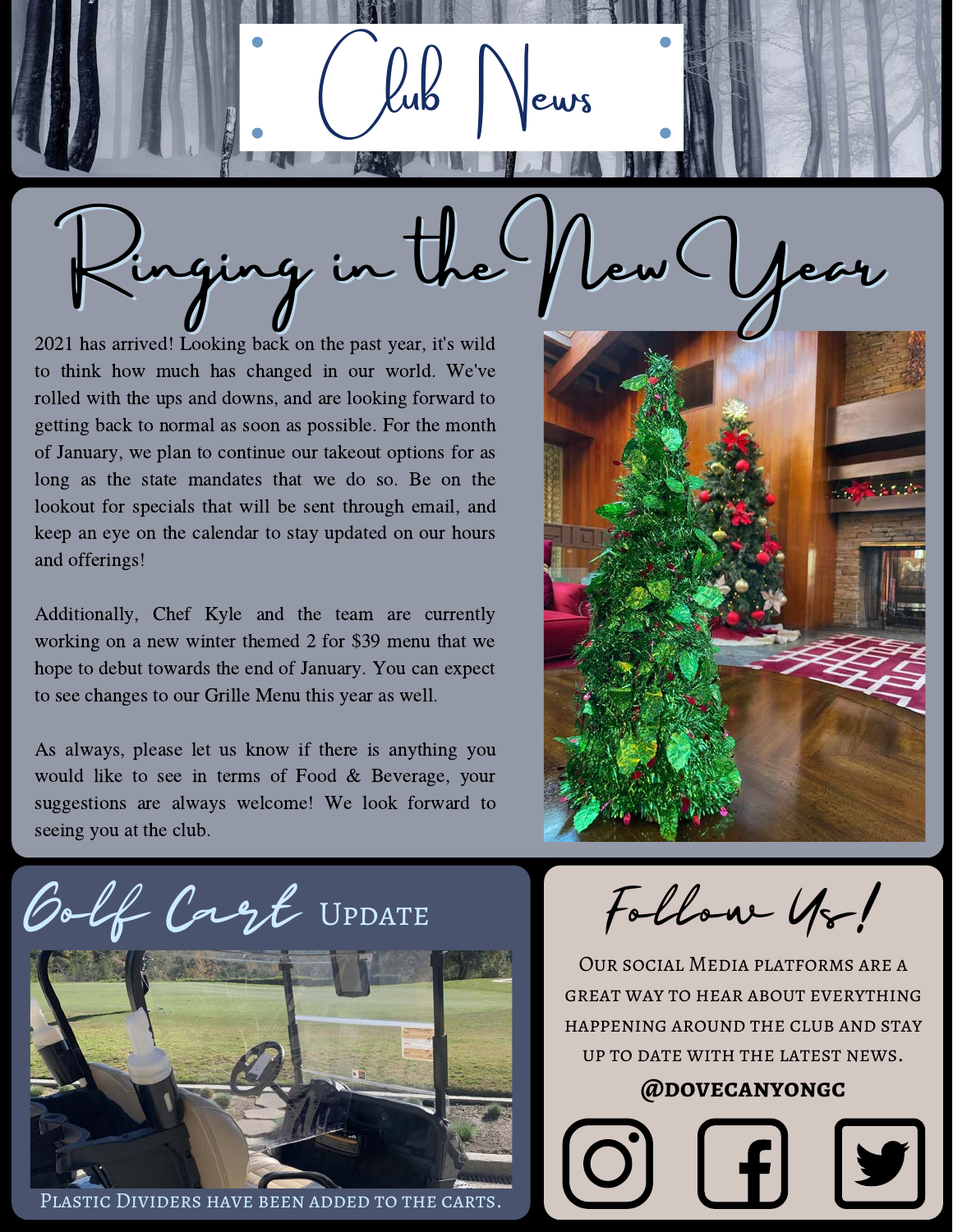# Club News

## Ringing in the New Year

2021 has arrived! Looking back on the past year, it's wild to think how much has changed in our world. We've rolled with the ups and downs, and are looking forward to getting back to normal as soon as possible. For the month of January, we plan to continue our takeout options for as long as the state mandates that we do so. Be on the lookout for specials that will be sent through email, and keep an eye on the calendar to stay updated on our hours and offerings!

Additionally, Chef Kyle and the team are currently working on a new winter themed 2 for $39 menu that we hope to debut towards the end of January. You can expect to see changes to our Grille Menu this year as well.

As always, please let us know if there is anything you would like to see in terms of Food & Beverage, your suggestions are always welcome! We look forward to seeing you at the club.

## Golf Cart Update

Plastic Dividers have been added to the carts.

## Follow Us!

Our social Media platforms are a great way to hear about everything happening around the club and stay up to date with the latest news.

**@DOVECANYONGC**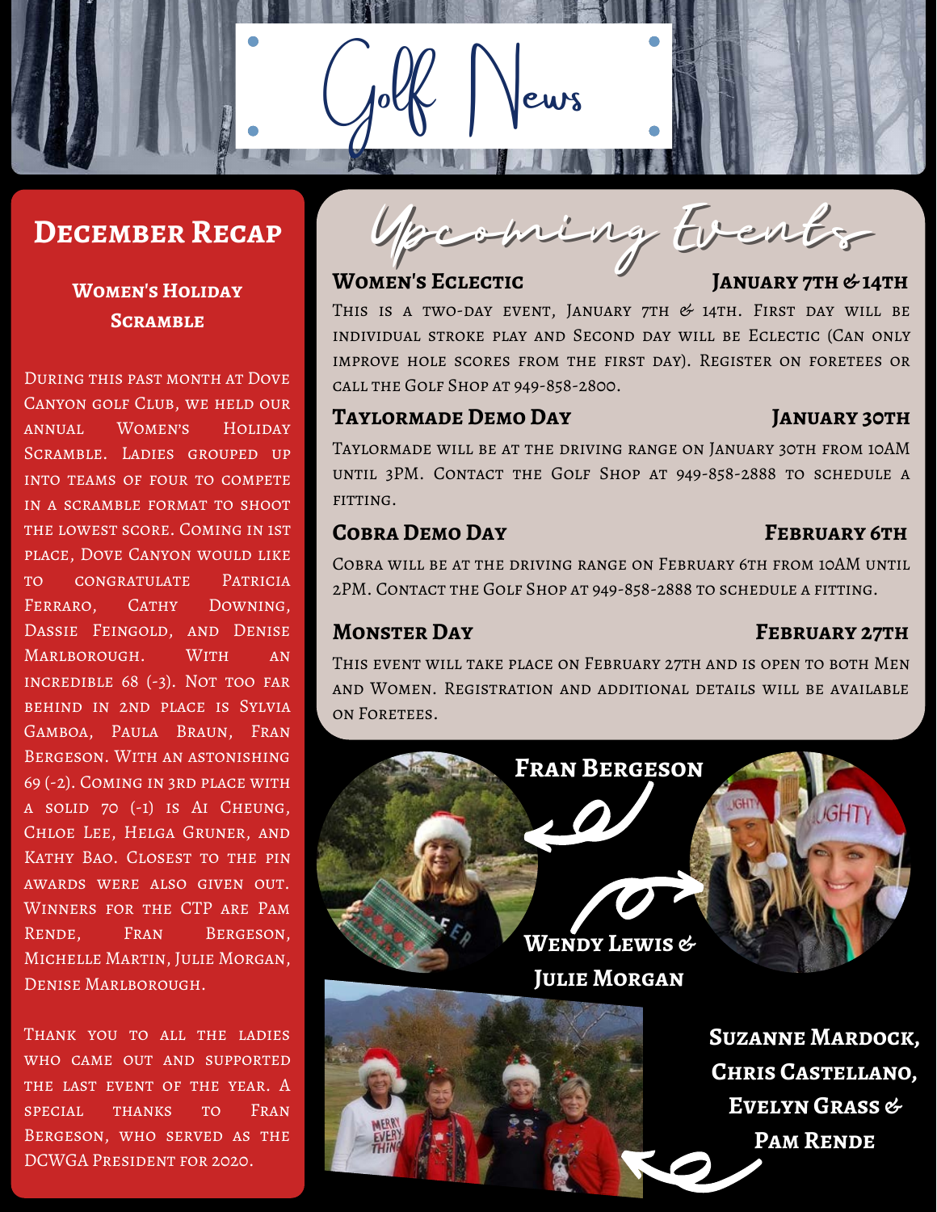# Golf News

## December Recap

### Women's Holiday Scramble

During this past month at Dove Canyon golf Club, we held our annual Women's Holiday Scramble. Ladies grouped up into teams of four to compete in a scramble format to shoot the lowest score. Coming in 1st place, Dove Canyon would like to congratulate Patricia Ferraro, Cathy Downing, Dassie Feingold, and Denise Marlborough. With an incredible 68 (-3). Not too far behind in 2nd place is Sylvia Gamboa, Paula Braun, Fran Bergeson. With an astonishing 69 (-2). Coming in 3rd place with a solid 70 (-1) is Ai Cheung, Chloe Lee, Helga Gruner, and Kathy Bao. Closest to the pin awards were also given out. Winners for the CTP are Pam Rende, Fran Bergeson, Michelle Martin, Julie Morgan, Denise Marlborough.

Thank you to all the ladies who came out and supported the last event of the year. A special thanks to Fran Bergeson, who served as the DCWGA President for 2020.

## Upcoming Events

### Women's Eclectic — January 7th & 14th

This is a two-day event, January 7th & 14th. First day will be individual stroke play and Second day will be Eclectic (Can only improve hole scores from the first day). Register on foretees or call the Golf Shop at 949-858-2800.

### TaylorMade Demo Day — January 30th

TaylorMade will be at the driving range on January 30th from 10AM until 3PM. Contact the Golf Shop at 949-858-2888 to schedule a fitting.

### Cobra Demo Day — February 6th

Cobra will be at the driving range on February 6th from 10AM until 2PM. Contact the Golf Shop at 949-858-2888 to schedule a fitting.

### Monster Day — February 27th

This event will take place on February 27th and is open to both Men and Women. Registration and additional details will be available on Foretees.

Fran Bergeson

Wendy Lewis & Julie Morgan

Suzanne Mardock, Chris Castellano, Evelyn Grass & Pam Rende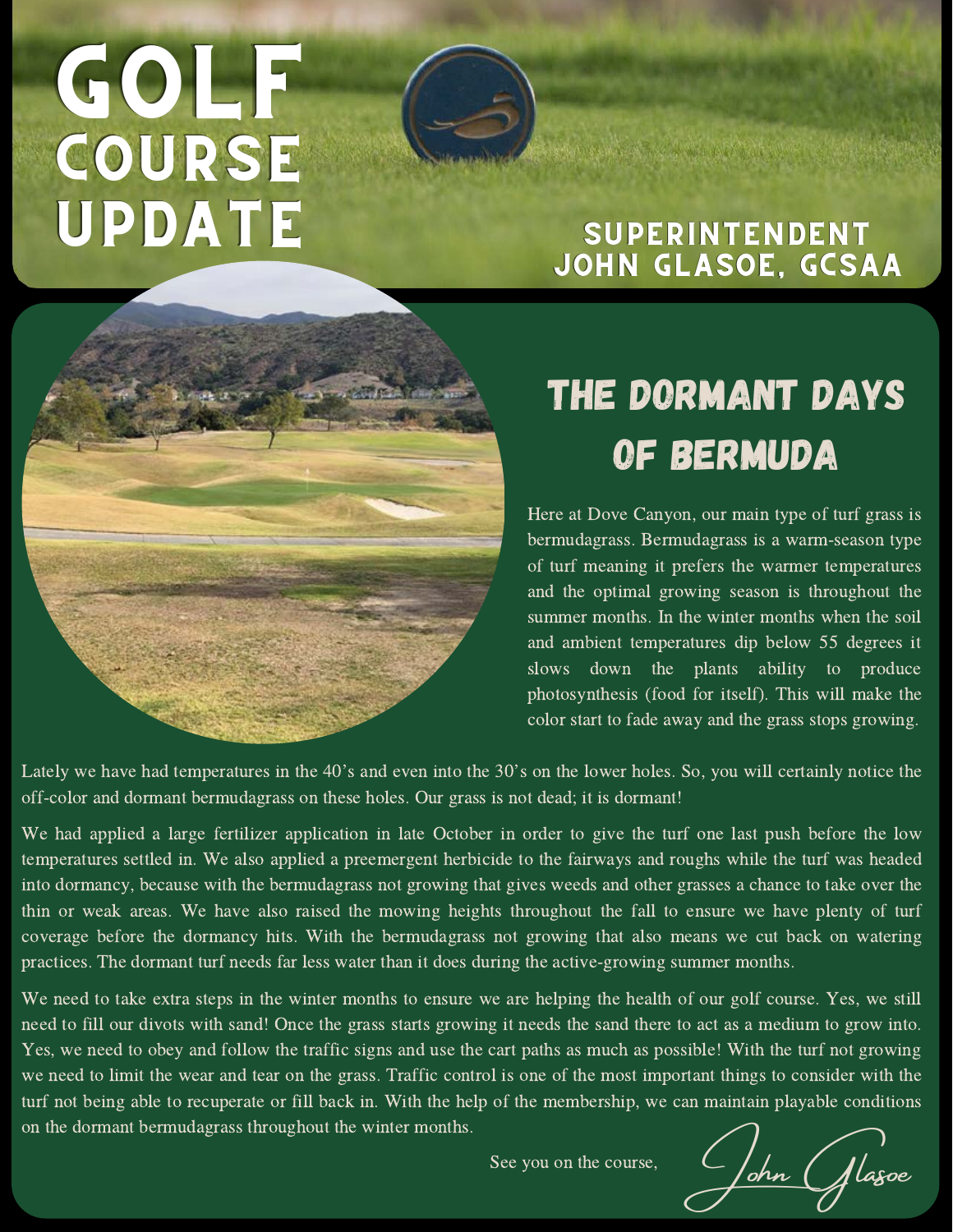# GOLF COURSE UPDATE

SUPERINTENDENT JOHN GLASOE, GCSAA

## THE DORMANT DAYS OF BERMUDA

Here at Dove Canyon, our main type of turf grass is bermudagrass. Bermudagrass is a warm-season type of turf meaning it prefers the warmer temperatures and the optimal growing season is throughout the summer months. In the winter months when the soil and ambient temperatures dip below 55 degrees it slows down the plants ability to produce photosynthesis (food for itself). This will make the color start to fade away and the grass stops growing.

Lately we have had temperatures in the 40's and even into the 30's on the lower holes. So, you will certainly notice the off-color and dormant bermudagrass on these holes. Our grass is not dead; it is dormant!

We had applied a large fertilizer application in late October in order to give the turf one last push before the low temperatures settled in. We also applied a preemergent herbicide to the fairways and roughs while the turf was headed into dormancy, because with the bermudagrass not growing that gives weeds and other grasses a chance to take over the thin or weak areas. We have also raised the mowing heights throughout the fall to ensure we have plenty of turf coverage before the dormancy hits. With the bermudagrass not growing that also means we cut back on watering practices. The dormant turf needs far less water than it does during the active-growing summer months.

We need to take extra steps in the winter months to ensure we are helping the health of our golf course. Yes, we still need to fill our divots with sand! Once the grass starts growing it needs the sand there to act as a medium to grow into. Yes, we need to obey and follow the traffic signs and use the cart paths as much as possible! With the turf not growing we need to limit the wear and tear on the grass. Traffic control is one of the most important things to consider with the turf not being able to recuperate or fill back in. With the help of the membership, we can maintain playable conditions on the dormant bermudagrass throughout the winter months.

See you on the course,

John Glasoe